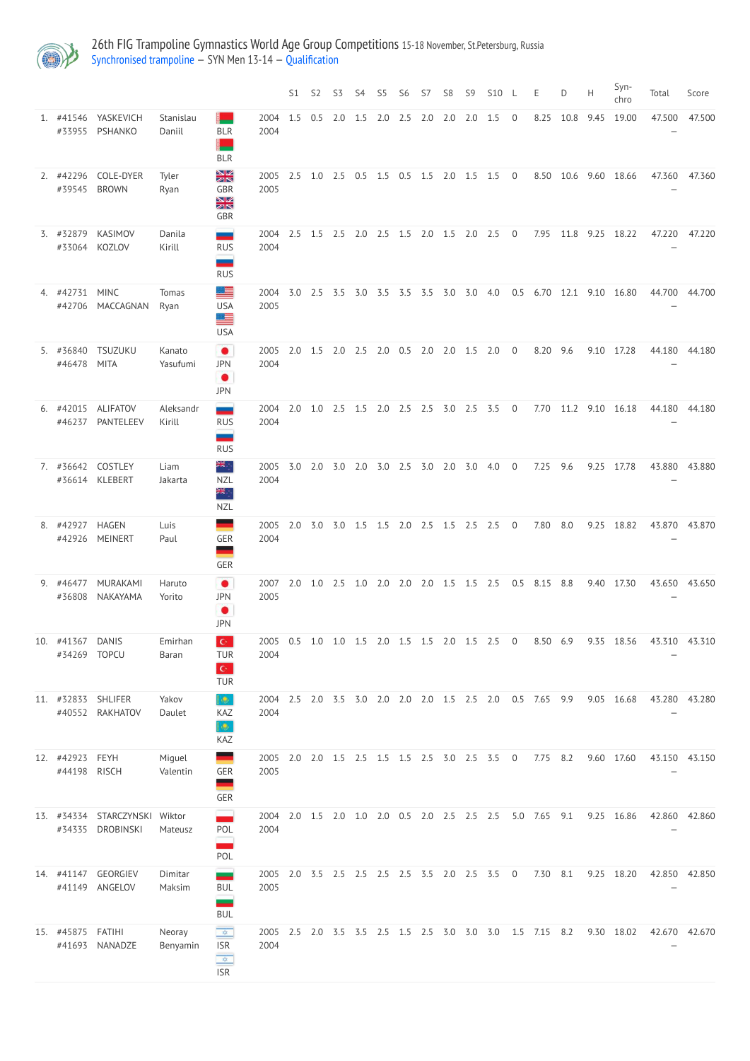# 26th FIG Trampoline Gymnastics World Age Group Competitions 15-18 November, St.Petersburg, Russia

Synchronised trampoline – SYN Men 13-14 – Qualification

| | | | | | | S1 | S2 | S3 | S4 | S5 | S6 | S7 | S8 | S9 | S10 | L | E | D | H | Syn-chro | Total | Score |
|---|---|---|---|---|---|---|---|---|---|---|---|---|---|---|---|---|---|---|---|---|---|---|
| 1. | #41546<br>#33955 | YASKEVICH<br>PSHANKO | Stanislau<br>Daniil | BLR<br>BLR | 2004<br>2004 | 1.5 | 0.5 | 2.0 | 1.5 | 2.0 | 2.5 | 2.0 | 2.0 | 2.0 | 1.5 | 0 | 8.25 | 10.8 | 9.45 | 19.00 | 47.500<br>– | 47.500 |
| 2. | #42296<br>#39545 | COLE-DYER<br>BROWN | Tyler<br>Ryan | GBR<br>GBR | 2005<br>2005 | 2.5 | 1.0 | 2.5 | 0.5 | 1.5 | 0.5 | 1.5 | 2.0 | 1.5 | 1.5 | 0 | 8.50 | 10.6 | 9.60 | 18.66 | 47.360<br>– | 47.360 |
| 3. | #32879<br>#33064 | KASIMOV<br>KOZLOV | Danila<br>Kirill | RUS<br>RUS | 2004<br>2004 | 2.5 | 1.5 | 2.5 | 2.0 | 2.5 | 1.5 | 2.0 | 1.5 | 2.0 | 2.5 | 0 | 7.95 | 11.8 | 9.25 | 18.22 | 47.220<br>– | 47.220 |
| 4. | #42731<br>#42706 | MINC<br>MACCAGNAN | Tomas<br>Ryan | USA<br>USA | 2004<br>2005 | 3.0 | 2.5 | 3.5 | 3.0 | 3.5 | 3.5 | 3.5 | 3.0 | 3.0 | 4.0 | 0.5 | 6.70 | 12.1 | 9.10 | 16.80 | 44.700<br>– | 44.700 |
| 5. | #36840<br>#46478 | TSUZUKU<br>MITA | Kanato<br>Yasufumi | JPN<br>JPN | 2005<br>2004 | 2.0 | 1.5 | 2.0 | 2.5 | 2.0 | 0.5 | 2.0 | 2.0 | 1.5 | 2.0 | 0 | 8.20 | 9.6 | 9.10 | 17.28 | 44.180<br>– | 44.180 |
| 6. | #42015<br>#46237 | ALIFATOV<br>PANTELEEV | Aleksandr<br>Kirill | RUS<br>RUS | 2004<br>2004 | 2.0 | 1.0 | 2.5 | 1.5 | 2.0 | 2.5 | 2.5 | 3.0 | 2.5 | 3.5 | 0 | 7.70 | 11.2 | 9.10 | 16.18 | 44.180<br>– | 44.180 |
| 7. | #36642<br>#36614 | COSTLEY<br>KLEBERT | Liam<br>Jakarta | NZL<br>NZL | 2005<br>2004 | 3.0 | 2.0 | 3.0 | 2.0 | 3.0 | 2.5 | 3.0 | 2.0 | 3.0 | 4.0 | 0 | 7.25 | 9.6 | 9.25 | 17.78 | 43.880<br>– | 43.880 |
| 8. | #42927<br>#42926 | HAGEN<br>MEINERT | Luis<br>Paul | GER<br>GER | 2005<br>2004 | 2.0 | 3.0 | 3.0 | 1.5 | 1.5 | 2.0 | 2.5 | 1.5 | 2.5 | 2.5 | 0 | 7.80 | 8.0 | 9.25 | 18.82 | 43.870<br>– | 43.870 |
| 9. | #46477<br>#36808 | MURAKAMI<br>NAKAYAMA | Haruto<br>Yorito | JPN<br>JPN | 2007<br>2005 | 2.0 | 1.0 | 2.5 | 1.0 | 2.0 | 2.0 | 2.0 | 1.5 | 1.5 | 2.5 | 0.5 | 8.15 | 8.8 | 9.40 | 17.30 | 43.650<br>– | 43.650 |
| 10. | #41367<br>#34269 | DANIS<br>TOPCU | Emirhan<br>Baran | TUR<br>TUR | 2005<br>2004 | 0.5 | 1.0 | 1.0 | 1.5 | 2.0 | 1.5 | 1.5 | 2.0 | 1.5 | 2.5 | 0 | 8.50 | 6.9 | 9.35 | 18.56 | 43.310<br>– | 43.310 |
| 11. | #32833<br>#40552 | SHLIFER<br>RAKHATOV | Yakov<br>Daulet | KAZ<br>KAZ | 2004<br>2004 | 2.5 | 2.0 | 3.5 | 3.0 | 2.0 | 2.0 | 2.0 | 1.5 | 2.5 | 2.0 | 0.5 | 7.65 | 9.9 | 9.05 | 16.68 | 43.280<br>– | 43.280 |
| 12. | #42923<br>#44198 | FEYH<br>RISCH | Miguel<br>Valentin | GER<br>GER | 2005<br>2005 | 2.0 | 2.0 | 1.5 | 2.5 | 1.5 | 1.5 | 2.5 | 3.0 | 2.5 | 3.5 | 0 | 7.75 | 8.2 | 9.60 | 17.60 | 43.150<br>– | 43.150 |
| 13. | #34334<br>#34335 | STARCZYNSKI<br>DROBINSKI | Wiktor<br>Mateusz | POL<br>POL | 2004<br>2004 | 2.0 | 1.5 | 2.0 | 1.0 | 2.0 | 0.5 | 2.0 | 2.5 | 2.5 | 2.5 | 5.0 | 7.65 | 9.1 | 9.25 | 16.86 | 42.860<br>– | 42.860 |
| 14. | #41147<br>#41149 | GEORGIEV<br>ANGELOV | Dimitar<br>Maksim | BUL<br>BUL | 2005<br>2005 | 2.0 | 3.5 | 2.5 | 2.5 | 2.5 | 2.5 | 3.5 | 2.0 | 2.5 | 3.5 | 0 | 7.30 | 8.1 | 9.25 | 18.20 | 42.850<br>– | 42.850 |
| 15. | #45875<br>#41693 | FATIHI<br>NANADZE | Neoray<br>Benyamin | ISR<br>ISR | 2005<br>2004 | 2.5 | 2.0 | 3.5 | 3.5 | 2.5 | 1.5 | 2.5 | 3.0 | 3.0 | 3.0 | 1.5 | 7.15 | 8.2 | 9.30 | 18.02 | 42.670<br>– | 42.670 |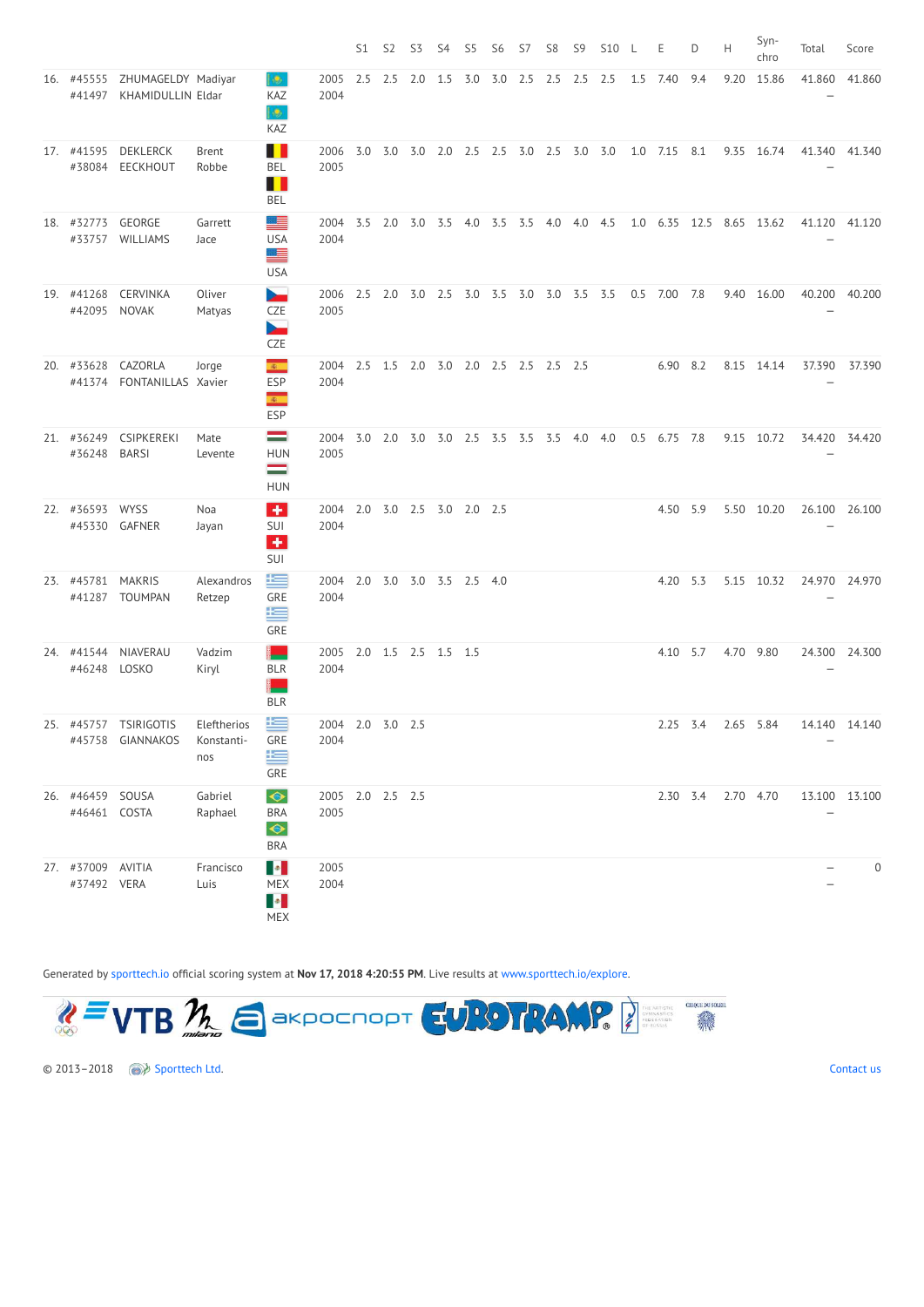| | | | | | | S1 | S2 | S3 | S4 | S5 | S6 | S7 | S8 | S9 | S10 | L | E | D | H | Syn-chro | Total | Score |
|---|---|---|---|---|---|---|---|---|---|---|---|---|---|---|---|---|---|---|---|---|---|---|
| 16. | #45555<br>#41497 | ZHUMAGELDY<br>KHAMIDULLIN | Madiyar<br>Eldar | KAZ<br>KAZ | 2005<br>2004 | 2.5 | 2.5 | 2.0 | 1.5 | 3.0 | 3.0 | 2.5 | 2.5 | 2.5 | 2.5 | 1.5 | 7.40 | 9.4 | 9.20 | 15.86 | 41.860<br>– | 41.860 |
| 17. | #41595<br>#38084 | DEKLERCK<br>EECKHOUT | Brent<br>Robbe | BEL<br>BEL | 2006<br>2005 | 3.0 | 3.0 | 3.0 | 2.0 | 2.5 | 2.5 | 3.0 | 2.5 | 3.0 | 3.0 | 1.0 | 7.15 | 8.1 | 9.35 | 16.74 | 41.340<br>– | 41.340 |
| 18. | #32773<br>#33757 | GEORGE<br>WILLIAMS | Garrett<br>Jace | USA<br>USA | 2004<br>2004 | 3.5 | 2.0 | 3.0 | 3.5 | 4.0 | 3.5 | 3.5 | 4.0 | 4.0 | 4.5 | 1.0 | 6.35 | 12.5 | 8.65 | 13.62 | 41.120<br>– | 41.120 |
| 19. | #41268<br>#42095 | CERVINKA<br>NOVAK | Oliver<br>Matyas | CZE<br>CZE | 2006<br>2005 | 2.5 | 2.0 | 3.0 | 2.5 | 3.0 | 3.5 | 3.0 | 3.0 | 3.5 | 3.5 | 0.5 | 7.00 | 7.8 | 9.40 | 16.00 | 40.200<br>– | 40.200 |
| 20. | #33628<br>#41374 | CAZORLA<br>FONTANILLAS | Jorge<br>Xavier | ESP<br>ESP | 2004<br>2004 | 2.5 | 1.5 | 2.0 | 3.0 | 2.0 | 2.5 | 2.5 | 2.5 | 2.5 | | | 6.90 | 8.2 | 8.15 | 14.14 | 37.390<br>– | 37.390 |
| 21. | #36249<br>#36248 | CSIPKEREKI<br>BARSI | Mate<br>Levente | HUN<br>HUN | 2004<br>2005 | 3.0 | 2.0 | 3.0 | 3.0 | 2.5 | 3.5 | 3.5 | 3.5 | 4.0 | 4.0 | 0.5 | 6.75 | 7.8 | 9.15 | 10.72 | 34.420<br>– | 34.420 |
| 22. | #36593<br>#45330 | WYSS<br>GAFNER | Noa<br>Jayan | SUI<br>SUI | 2004<br>2004 | 2.0 | 3.0 | 2.5 | 3.0 | 2.0 | 2.5 | | | | | | 4.50 | 5.9 | 5.50 | 10.20 | 26.100<br>– | 26.100 |
| 23. | #45781<br>#41287 | MAKRIS<br>TOUMPAN | Alexandros<br>Retzep | GRE<br>GRE | 2004<br>2004 | 2.0 | 3.0 | 3.0 | 3.5 | 2.5 | 4.0 | | | | | | 4.20 | 5.3 | 5.15 | 10.32 | 24.970<br>– | 24.970 |
| 24. | #41544<br>#46248 | NIAVERAU<br>LOSKO | Vadzim<br>Kiryl | BLR<br>BLR | 2005<br>2004 | 2.0 | 1.5 | 2.5 | 1.5 | 1.5 | | | | | | | 4.10 | 5.7 | 4.70 | 9.80 | 24.300<br>– | 24.300 |
| 25. | #45757<br>#45758 | TSIRIGOTIS<br>GIANNAKOS | Eleftherios<br>Konstanti-nos | GRE<br>GRE | 2004<br>2004 | 2.0 | 3.0 | 2.5 | | | | | | | | | 2.25 | 3.4 | 2.65 | 5.84 | 14.140<br>– | 14.140 |
| 26. | #46459<br>#46461 | SOUSA<br>COSTA | Gabriel<br>Raphael | BRA<br>BRA | 2005<br>2005 | 2.0 | 2.5 | 2.5 | | | | | | | | | 2.30 | 3.4 | 2.70 | 4.70 | 13.100<br>– | 13.100 |
| 27. | #37009<br>#37492 | AVITIA<br>VERA | Francisco<br>Luis | MEX<br>MEX | 2005<br>2004 | | | | | | | | | | | | | | | | –<br>– | 0 |

Generated by sporttech.io official scoring system at **Nov 17, 2018 4:20:55 PM**. Live results at www.sporttech.io/explore.

© 2013–2018 Sporttech Ltd. Contact us